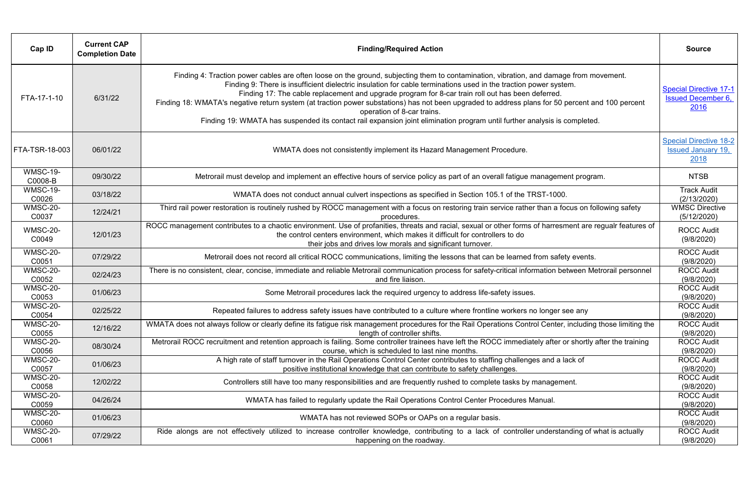| Cap ID | Current CAP Completion Date | Finding/Required Action | Source |
|---|---|---|---|
| FTA-17-1-10 | 6/31/22 | Finding 4: Traction power cables are often loose on the ground, subjecting them to contamination, vibration, and damage from movement. Finding 9: There is insufficient dielectric insulation for cable terminations used in the traction power system. Finding 17: The cable replacement and upgrade program for 8-car train roll out has been deferred. Finding 18: WMATA's negative return system (at traction power substations) has not been upgraded to address plans for 50 percent and 100 percent operation of 8-car trains. Finding 19: WMATA has suspended its contact rail expansion joint elimination program until further analysis is completed. | Special Directive 17-1 Issued December 6, 2016 |
| FTA-TSR-18-003 | 06/01/22 | WMATA does not consistently implement its Hazard Management Procedure. | Special Directive 18-2 Issued January 19, 2018 |
| WMSC-19-C0008-B | 09/30/22 | Metrorail must develop and implement an effective hours of service policy as part of an overall fatigue management program. | NTSB |
| WMSC-19-C0026 | 03/18/22 | WMATA does not conduct annual culvert inspections as specified in Section 105.1 of the TRST-1000. | Track Audit (2/13/2020) |
| WMSC-20-C0037 | 12/24/21 | Third rail power restoration is routinely rushed by ROCC management with a focus on restoring train service rather than a focus on following safety procedures. | WMSC Directive (5/12/2020) |
| WMSC-20-C0049 | 12/01/23 | ROCC management contributes to a chaotic environment. Use of profanities, threats and racial, sexual or other forms of harresment are regualr features of the control centers environment, which makes it difficult for controllers to do their jobs and drives low morals and significant turnover. | ROCC Audit (9/8/2020) |
| WMSC-20-C0051 | 07/29/22 | Metrorail does not record all critical ROCC communications, limiting the lessons that can be learned from safety events. | ROCC Audit (9/8/2020) |
| WMSC-20-C0052 | 02/24/23 | There is no consistent, clear, concise, immediate and reliable Metrorail communication process for safety-critical information between Metrorail personnel and fire liaison. | ROCC Audit (9/8/2020) |
| WMSC-20-C0053 | 01/06/23 | Some Metrorail procedures lack the required urgency to address life-safety issues. | ROCC Audit (9/8/2020) |
| WMSC-20-C0054 | 02/25/22 | Repeated failures to address safety issues have contributed to a culture where frontline workers no longer see any | ROCC Audit (9/8/2020) |
| WMSC-20-C0055 | 12/16/22 | WMATA does not always follow or clearly define its fatigue risk management procedures for the Rail Operations Control Center, including those limiting the length of controller shifts. | ROCC Audit (9/8/2020) |
| WMSC-20-C0056 | 08/30/24 | Metrorail ROCC recruitment and retention approach is failing. Some controller trainees have left the ROCC immediately after or shortly after the training course, which is scheduled to last nine months. | ROCC Audit (9/8/2020) |
| WMSC-20-C0057 | 01/06/23 | A high rate of staff turnover in the Rail Operations Control Center contributes to staffing challenges and a lack of positive institutional knowledge that can contribute to safety challenges. | ROCC Audit (9/8/2020) |
| WMSC-20-C0058 | 12/02/22 | Controllers still have too many responsibilities and are frequently rushed to complete tasks by management. | ROCC Audit (9/8/2020) |
| WMSC-20-C0059 | 04/26/24 | WMATA has failed to regularly update the Rail Operations Control Center Procedures Manual. | ROCC Audit (9/8/2020) |
| WMSC-20-C0060 | 01/06/23 | WMATA has not reviewed SOPs or OAPs on a regular basis. | ROCC Audit (9/8/2020) |
| WMSC-20-C0061 | 07/29/22 | Ride alongs are not effectively utilized to increase controller knowledge, contributing to a lack of controller understanding of what is actually happening on the roadway. | ROCC Audit (9/8/2020) |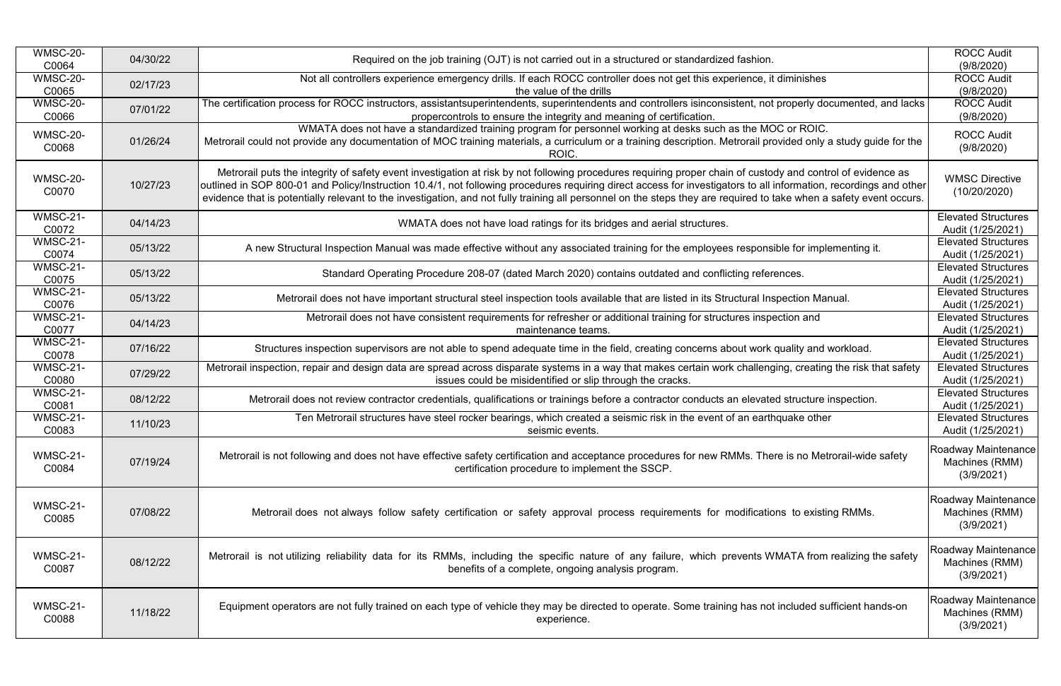| | | | |
|---|---|---|---|
| WMSC-20-C0064 | 04/30/22 | Required on the job training (OJT) is not carried out in a structured or standardized fashion. | ROCC Audit (9/8/2020) |
| WMSC-20-C0065 | 02/17/23 | Not all controllers experience emergency drills. If each ROCC controller does not get this experience, it diminishes the value of the drills | ROCC Audit (9/8/2020) |
| WMSC-20-C0066 | 07/01/22 | The certification process for ROCC instructors, assistantsuperintendents, superintendents and controllers isinconsistent, not properly documented, and lacks propercontrols to ensure the integrity and meaning of certification. | ROCC Audit (9/8/2020) |
| WMSC-20-C0068 | 01/26/24 | WMATA does not have a standardized training program for personnel working at desks such as the MOC or ROIC. Metrorail could not provide any documentation of MOC training materials, a curriculum or a training description. Metrorail provided only a study guide for the ROIC. | ROCC Audit (9/8/2020) |
| WMSC-20-C0070 | 10/27/23 | Metrorail puts the integrity of safety event investigation at risk by not following procedures requiring proper chain of custody and control of evidence as outlined in SOP 800-01 and Policy/Instruction 10.4/1, not following procedures requiring direct access for investigators to all information, recordings and other evidence that is potentially relevant to the investigation, and not fully training all personnel on the steps they are required to take when a safety event occurs. | WMSC Directive (10/20/2020) |
| WMSC-21-C0072 | 04/14/23 | WMATA does not have load ratings for its bridges and aerial structures. | Elevated Structures Audit (1/25/2021) |
| WMSC-21-C0074 | 05/13/22 | A new Structural Inspection Manual was made effective without any associated training for the employees responsible for implementing it. | Elevated Structures Audit (1/25/2021) |
| WMSC-21-C0075 | 05/13/22 | Standard Operating Procedure 208-07 (dated March 2020) contains outdated and conflicting references. | Elevated Structures Audit (1/25/2021) |
| WMSC-21-C0076 | 05/13/22 | Metrorail does not have important structural steel inspection tools available that are listed in its Structural Inspection Manual. | Elevated Structures Audit (1/25/2021) |
| WMSC-21-C0077 | 04/14/23 | Metrorail does not have consistent requirements for refresher or additional training for structures inspection and maintenance teams. | Elevated Structures Audit (1/25/2021) |
| WMSC-21-C0078 | 07/16/22 | Structures inspection supervisors are not able to spend adequate time in the field, creating concerns about work quality and workload. | Elevated Structures Audit (1/25/2021) |
| WMSC-21-C0080 | 07/29/22 | Metrorail inspection, repair and design data are spread across disparate systems in a way that makes certain work challenging, creating the risk that safety issues could be misidentified or slip through the cracks. | Elevated Structures Audit (1/25/2021) |
| WMSC-21-C0081 | 08/12/22 | Metrorail does not review contractor credentials, qualifications or trainings before a contractor conducts an elevated structure inspection. | Elevated Structures Audit (1/25/2021) |
| WMSC-21-C0083 | 11/10/23 | Ten Metrorail structures have steel rocker bearings, which created a seismic risk in the event of an earthquake other seismic events. | Elevated Structures Audit (1/25/2021) |
| WMSC-21-C0084 | 07/19/24 | Metrorail is not following and does not have effective safety certification and acceptance procedures for new RMMs. There is no Metrorail-wide safety certification procedure to implement the SSCP. | Roadway Maintenance Machines (RMM) (3/9/2021) |
| WMSC-21-C0085 | 07/08/22 | Metrorail does not always follow safety certification or safety approval process requirements for modifications to existing RMMs. | Roadway Maintenance Machines (RMM) (3/9/2021) |
| WMSC-21-C0087 | 08/12/22 | Metrorail is not utilizing reliability data for its RMMs, including the specific nature of any failure, which prevents WMATA from realizing the safety benefits of a complete, ongoing analysis program. | Roadway Maintenance Machines (RMM) (3/9/2021) |
| WMSC-21-C0088 | 11/18/22 | Equipment operators are not fully trained on each type of vehicle they may be directed to operate. Some training has not included sufficient hands-on experience. | Roadway Maintenance Machines (RMM) (3/9/2021) |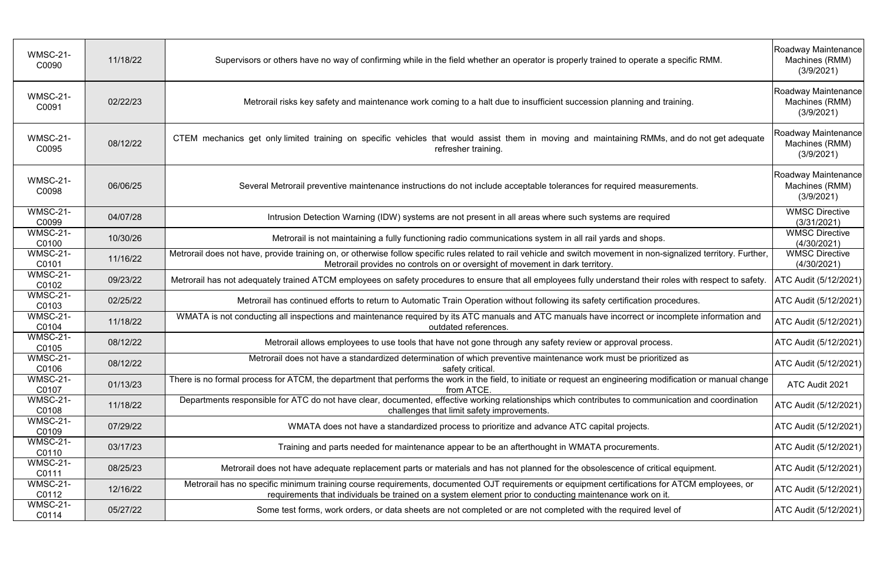| | | | |
|---|---|---|---|
| WMSC-21-C0090 | 11/18/22 | Supervisors or others have no way of confirming while in the field whether an operator is properly trained to operate a specific RMM. | Roadway Maintenance Machines (RMM) (3/9/2021) |
| WMSC-21-C0091 | 02/22/23 | Metrorail risks key safety and maintenance work coming to a halt due to insufficient succession planning and training. | Roadway Maintenance Machines (RMM) (3/9/2021) |
| WMSC-21-C0095 | 08/12/22 | CTEM mechanics get only limited training on specific vehicles that would assist them in moving and maintaining RMMs, and do not get adequate refresher training. | Roadway Maintenance Machines (RMM) (3/9/2021) |
| WMSC-21-C0098 | 06/06/25 | Several Metrorail preventive maintenance instructions do not include acceptable tolerances for required measurements. | Roadway Maintenance Machines (RMM) (3/9/2021) |
| WMSC-21-C0099 | 04/07/28 | Intrusion Detection Warning (IDW) systems are not present in all areas where such systems are required | WMSC Directive (3/31/2021) |
| WMSC-21-C0100 | 10/30/26 | Metrorail is not maintaining a fully functioning radio communications system in all rail yards and shops. | WMSC Directive (4/30/2021) |
| WMSC-21-C0101 | 11/16/22 | Metrorail does not have, provide training on, or otherwise follow specific rules related to rail vehicle and switch movement in non-signalized territory. Further, Metrorail provides no controls on or oversight of movement in dark territory. | WMSC Directive (4/30/2021) |
| WMSC-21-C0102 | 09/23/22 | Metrorail has not adequately trained ATCM employees on safety procedures to ensure that all employees fully understand their roles with respect to safety. | ATC Audit (5/12/2021) |
| WMSC-21-C0103 | 02/25/22 | Metrorail has continued efforts to return to Automatic Train Operation without following its safety certification procedures. | ATC Audit (5/12/2021) |
| WMSC-21-C0104 | 11/18/22 | WMATA is not conducting all inspections and maintenance required by its ATC manuals and ATC manuals have incorrect or incomplete information and outdated references. | ATC Audit (5/12/2021) |
| WMSC-21-C0105 | 08/12/22 | Metrorail allows employees to use tools that have not gone through any safety review or approval process. | ATC Audit (5/12/2021) |
| WMSC-21-C0106 | 08/12/22 | Metrorail does not have a standardized determination of which preventive maintenance work must be prioritized as safety critical. | ATC Audit (5/12/2021) |
| WMSC-21-C0107 | 01/13/23 | There is no formal process for ATCM, the department that performs the work in the field, to initiate or request an engineering modification or manual change from ATCE. | ATC Audit 2021 |
| WMSC-21-C0108 | 11/18/22 | Departments responsible for ATC do not have clear, documented, effective working relationships which contributes to communication and coordination challenges that limit safety improvements. | ATC Audit (5/12/2021) |
| WMSC-21-C0109 | 07/29/22 | WMATA does not have a standardized process to prioritize and advance ATC capital projects. | ATC Audit (5/12/2021) |
| WMSC-21-C0110 | 03/17/23 | Training and parts needed for maintenance appear to be an afterthought in WMATA procurements. | ATC Audit (5/12/2021) |
| WMSC-21-C0111 | 08/25/23 | Metrorail does not have adequate replacement parts or materials and has not planned for the obsolescence of critical equipment. | ATC Audit (5/12/2021) |
| WMSC-21-C0112 | 12/16/22 | Metrorail has no specific minimum training course requirements, documented OJT requirements or equipment certifications for ATCM employees, or requirements that individuals be trained on a system element prior to conducting maintenance work on it. | ATC Audit (5/12/2021) |
| WMSC-21-C0114 | 05/27/22 | Some test forms, work orders, or data sheets are not completed or are not completed with the required level of | ATC Audit (5/12/2021) |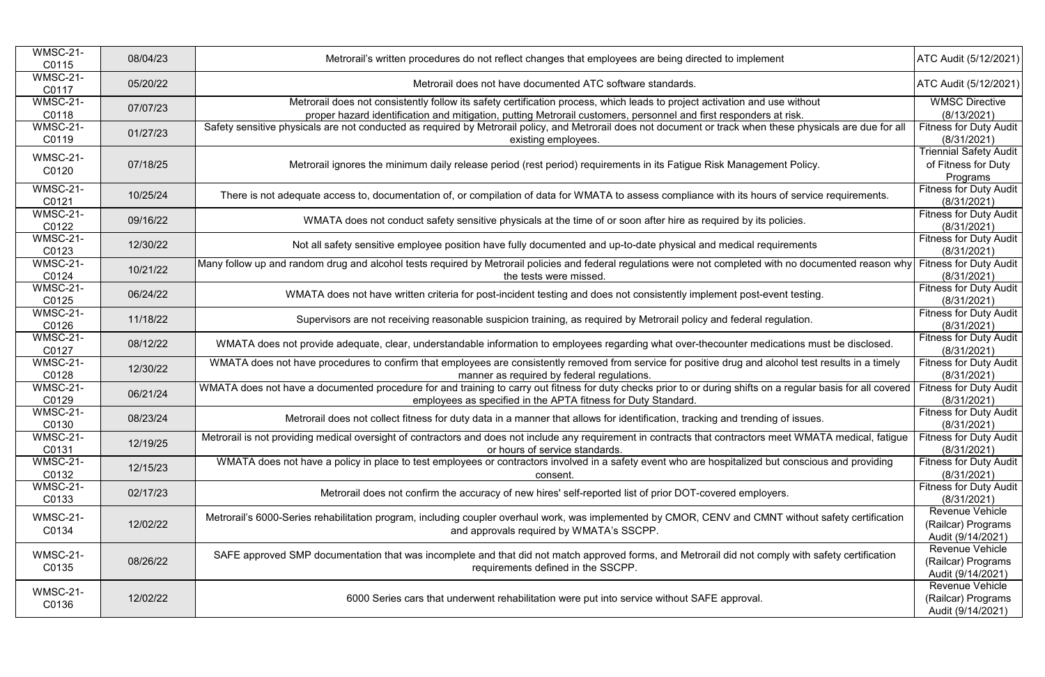| | | | |
|---|---|---|---|
| WMSC-21-C0115 | 08/04/23 | Metrorail's written procedures do not reflect changes that employees are being directed to implement | ATC Audit (5/12/2021) |
| WMSC-21-C0117 | 05/20/22 | Metrorail does not have documented ATC software standards. | ATC Audit (5/12/2021) |
| WMSC-21-C0118 | 07/07/23 | Metrorail does not consistently follow its safety certification process, which leads to project activation and use without proper hazard identification and mitigation, putting Metrorail customers, personnel and first responders at risk. | WMSC Directive (8/13/2021) |
| WMSC-21-C0119 | 01/27/23 | Safety sensitive physicals are not conducted as required by Metrorail policy, and Metrorail does not document or track when these physicals are due for all existing employees. | Fitness for Duty Audit (8/31/2021) |
| WMSC-21-C0120 | 07/18/25 | Metrorail ignores the minimum daily release period (rest period) requirements in its Fatigue Risk Management Policy. | Triennial Safety Audit of Fitness for Duty Programs |
| WMSC-21-C0121 | 10/25/24 | There is not adequate access to, documentation of, or compilation of data for WMATA to assess compliance with its hours of service requirements. | Fitness for Duty Audit (8/31/2021) |
| WMSC-21-C0122 | 09/16/22 | WMATA does not conduct safety sensitive physicals at the time of or soon after hire as required by its policies. | Fitness for Duty Audit (8/31/2021) |
| WMSC-21-C0123 | 12/30/22 | Not all safety sensitive employee position have fully documented and up-to-date physical and medical requirements | Fitness for Duty Audit (8/31/2021) |
| WMSC-21-C0124 | 10/21/22 | Many follow up and random drug and alcohol tests required by Metrorail policies and federal regulations were not completed with no documented reason why the tests were missed. | Fitness for Duty Audit (8/31/2021) |
| WMSC-21-C0125 | 06/24/22 | WMATA does not have written criteria for post-incident testing and does not consistently implement post-event testing. | Fitness for Duty Audit (8/31/2021) |
| WMSC-21-C0126 | 11/18/22 | Supervisors are not receiving reasonable suspicion training, as required by Metrorail policy and federal regulation. | Fitness for Duty Audit (8/31/2021) |
| WMSC-21-C0127 | 08/12/22 | WMATA does not provide adequate, clear, understandable information to employees regarding what over-thecounter medications must be disclosed. | Fitness for Duty Audit (8/31/2021) |
| WMSC-21-C0128 | 12/30/22 | WMATA does not have procedures to confirm that employees are consistently removed from service for positive drug and alcohol test results in a timely manner as required by federal regulations. | Fitness for Duty Audit (8/31/2021) |
| WMSC-21-C0129 | 06/21/24 | WMATA does not have a documented procedure for and training to carry out fitness for duty checks prior to or during shifts on a regular basis for all covered employees as specified in the APTA fitness for Duty Standard. | Fitness for Duty Audit (8/31/2021) |
| WMSC-21-C0130 | 08/23/24 | Metrorail does not collect fitness for duty data in a manner that allows for identification, tracking and trending of issues. | Fitness for Duty Audit (8/31/2021) |
| WMSC-21-C0131 | 12/19/25 | Metrorail is not providing medical oversight of contractors and does not include any requirement in contracts that contractors meet WMATA medical, fatigue or hours of service standards. | Fitness for Duty Audit (8/31/2021) |
| WMSC-21-C0132 | 12/15/23 | WMATA does not have a policy in place to test employees or contractors involved in a safety event who are hospitalized but conscious and providing consent. | Fitness for Duty Audit (8/31/2021) |
| WMSC-21-C0133 | 02/17/23 | Metrorail does not confirm the accuracy of new hires' self-reported list of prior DOT-covered employers. | Fitness for Duty Audit (8/31/2021) |
| WMSC-21-C0134 | 12/02/22 | Metrorail's 6000-Series rehabilitation program, including coupler overhaul work, was implemented by CMOR, CENV and CMNT without safety certification and approvals required by WMATA's SSCPP. | Revenue Vehicle (Railcar) Programs Audit (9/14/2021) |
| WMSC-21-C0135 | 08/26/22 | SAFE approved SMP documentation that was incomplete and that did not match approved forms, and Metrorail did not comply with safety certification requirements defined in the SSCPP. | Revenue Vehicle (Railcar) Programs Audit (9/14/2021) |
| WMSC-21-C0136 | 12/02/22 | 6000 Series cars that underwent rehabilitation were put into service without SAFE approval. | Revenue Vehicle (Railcar) Programs Audit (9/14/2021) |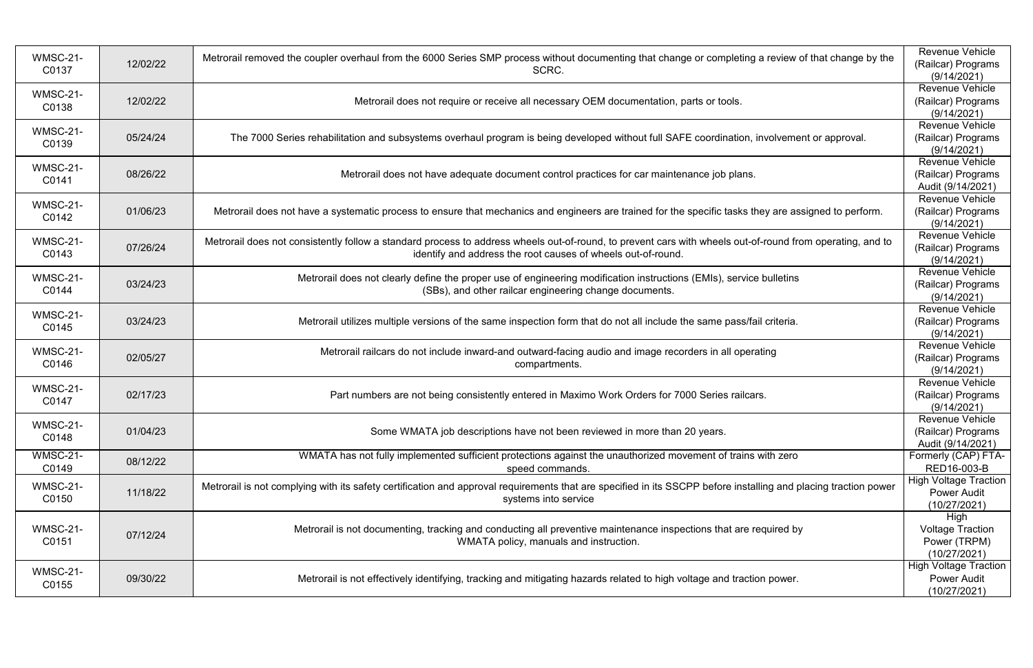| | | | |
|---|---|---|---|
| WMSC-21-C0137 | 12/02/22 | Metrorail removed the coupler overhaul from the 6000 Series SMP process without documenting that change or completing a review of that change by the SCRC. | Revenue Vehicle (Railcar) Programs (9/14/2021) |
| WMSC-21-C0138 | 12/02/22 | Metrorail does not require or receive all necessary OEM documentation, parts or tools. | Revenue Vehicle (Railcar) Programs (9/14/2021) |
| WMSC-21-C0139 | 05/24/24 | The 7000 Series rehabilitation and subsystems overhaul program is being developed without full SAFE coordination, involvement or approval. | Revenue Vehicle (Railcar) Programs (9/14/2021) |
| WMSC-21-C0141 | 08/26/22 | Metrorail does not have adequate document control practices for car maintenance job plans. | Revenue Vehicle (Railcar) Programs Audit (9/14/2021) |
| WMSC-21-C0142 | 01/06/23 | Metrorail does not have a systematic process to ensure that mechanics and engineers are trained for the specific tasks they are assigned to perform. | Revenue Vehicle (Railcar) Programs (9/14/2021) |
| WMSC-21-C0143 | 07/26/24 | Metrorail does not consistently follow a standard process to address wheels out-of-round, to prevent cars with wheels out-of-round from operating, and to identify and address the root causes of wheels out-of-round. | Revenue Vehicle (Railcar) Programs (9/14/2021) |
| WMSC-21-C0144 | 03/24/23 | Metrorail does not clearly define the proper use of engineering modification instructions (EMIs), service bulletins (SBs), and other railcar engineering change documents. | Revenue Vehicle (Railcar) Programs (9/14/2021) |
| WMSC-21-C0145 | 03/24/23 | Metrorail utilizes multiple versions of the same inspection form that do not all include the same pass/fail criteria. | Revenue Vehicle (Railcar) Programs (9/14/2021) |
| WMSC-21-C0146 | 02/05/27 | Metrorail railcars do not include inward-and outward-facing audio and image recorders in all operating compartments. | Revenue Vehicle (Railcar) Programs (9/14/2021) |
| WMSC-21-C0147 | 02/17/23 | Part numbers are not being consistently entered in Maximo Work Orders for 7000 Series railcars. | Revenue Vehicle (Railcar) Programs (9/14/2021) |
| WMSC-21-C0148 | 01/04/23 | Some WMATA job descriptions have not been reviewed in more than 20 years. | Revenue Vehicle (Railcar) Programs Audit (9/14/2021) |
| WMSC-21-C0149 | 08/12/22 | WMATA has not fully implemented sufficient protections against the unauthorized movement of trains with zero speed commands. | Formerly (CAP) FTA-RED16-003-B |
| WMSC-21-C0150 | 11/18/22 | Metrorail is not complying with its safety certification and approval requirements that are specified in its SSCPP before installing and placing traction power systems into service | High Voltage Traction Power Audit (10/27/2021) |
| WMSC-21-C0151 | 07/12/24 | Metrorail is not documenting, tracking and conducting all preventive maintenance inspections that are required by WMATA policy, manuals and instruction. | High Voltage Traction Power (TRPM) (10/27/2021) |
| WMSC-21-C0155 | 09/30/22 | Metrorail is not effectively identifying, tracking and mitigating hazards related to high voltage and traction power. | High Voltage Traction Power Audit (10/27/2021) |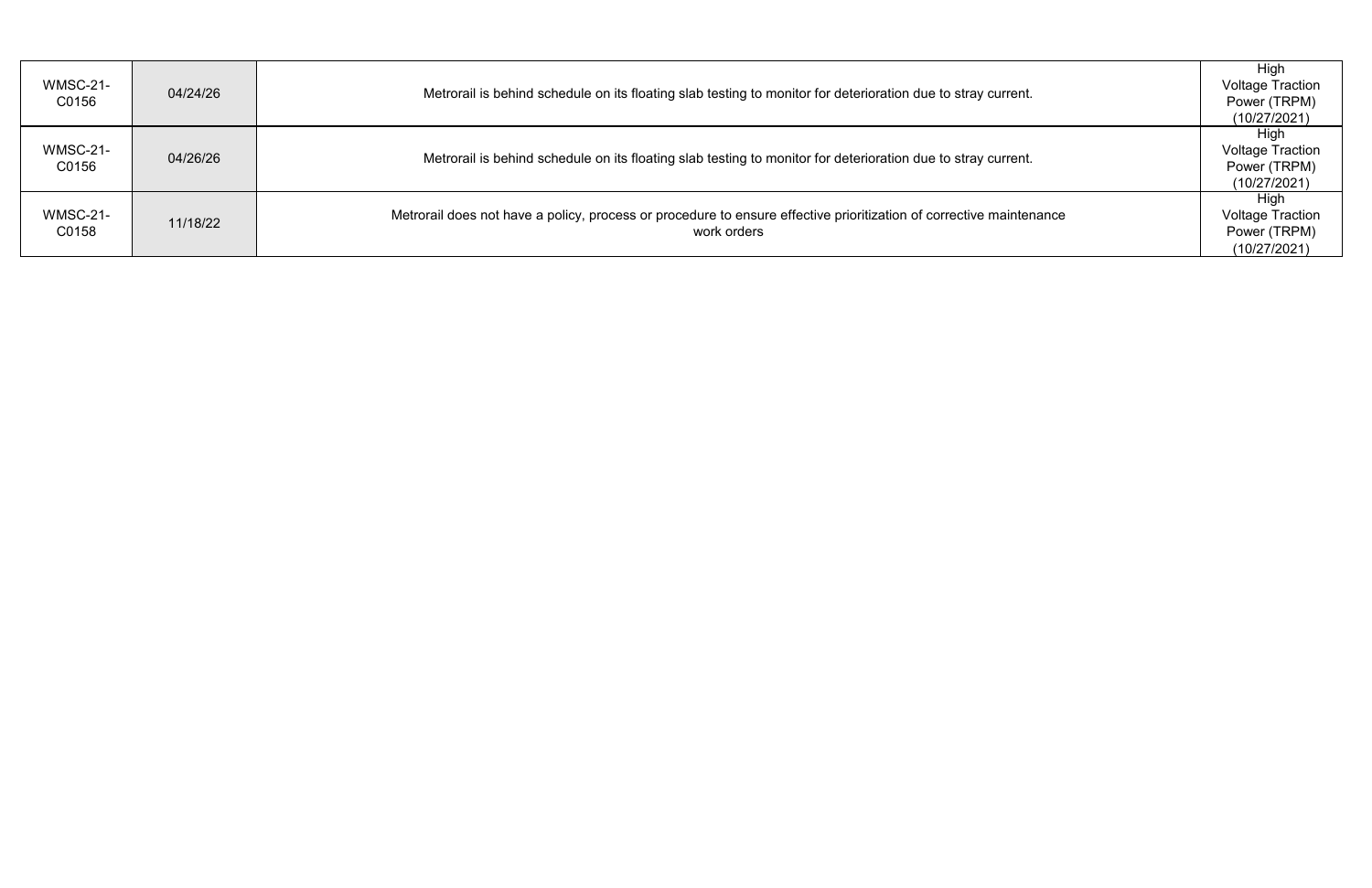| | | | |
|---|---|---|---|
| WMSC-21-C0156 | 04/24/26 | Metrorail is behind schedule on its floating slab testing to monitor for deterioration due to stray current. | High Voltage Traction Power (TRPM) (10/27/2021) |
| WMSC-21-C0156 | 04/26/26 | Metrorail is behind schedule on its floating slab testing to monitor for deterioration due to stray current. | High Voltage Traction Power (TRPM) (10/27/2021) |
| WMSC-21-C0158 | 11/18/22 | Metrorail does not have a policy, process or procedure to ensure effective prioritization of corrective maintenance work orders | High Voltage Traction Power (TRPM) (10/27/2021) |